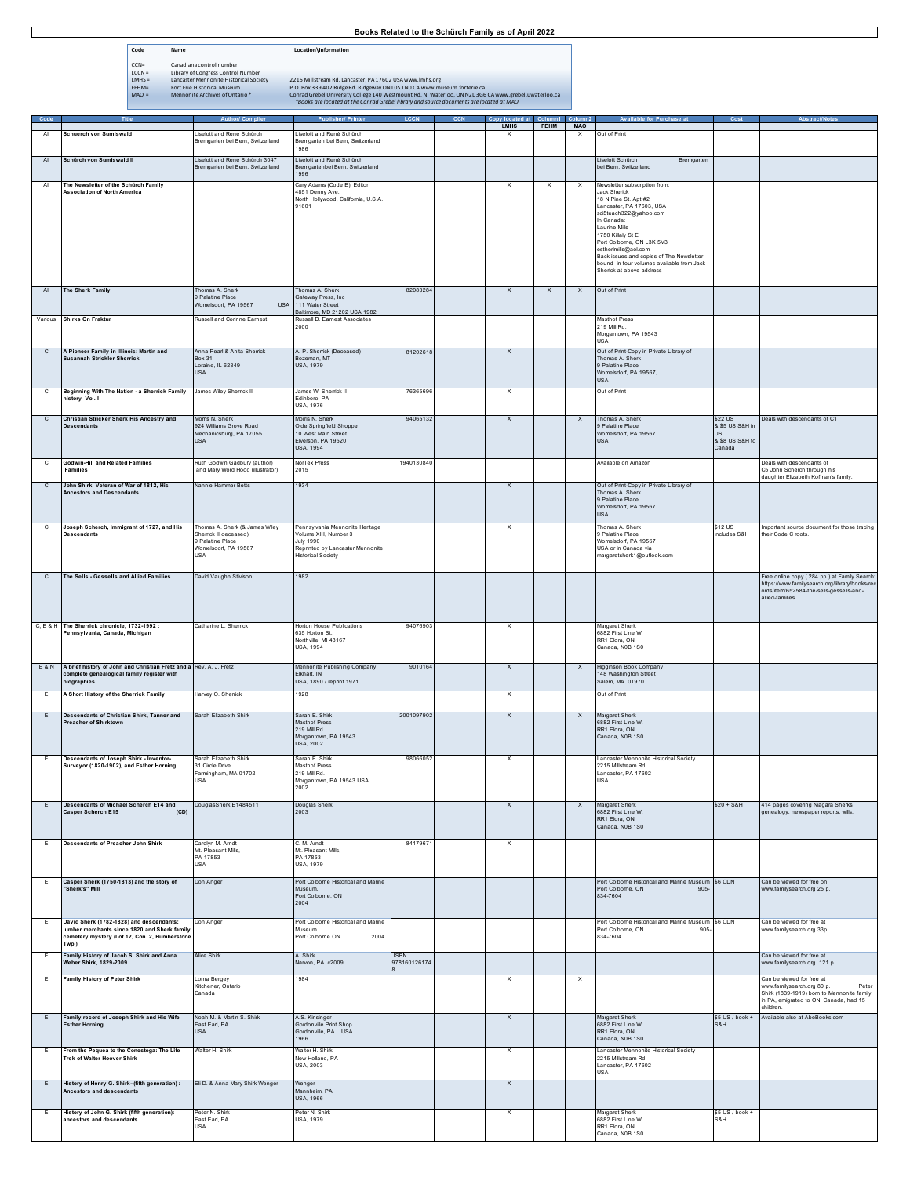# Books Related to the Schürch Family as of April 2022

| Code | Name | Location\Information |
|---|---|---|
| CCN= | Canadiana control number | |
| LCCN = | Library of Congress Control Number | |
| LMHS = | Lancaster Mennonite Historical Society | 2215 Millstream Rd. Lancaster, PA 17602 USA www.lmhs.org |
| FEHM= | Fort Erie Historical Museum | P.O. Box 339 402 Ridge Rd. Ridgeway ON L0S 1N0 CA www.museum.forterie.ca |
| MAO = | Mennonite Archives of Ontario * | Conrad Grebel University College 140 Westmount Rd. N. Waterloo, ON N2L 3G6 CA www.grebel.uwaterloo.ca |
| | | *Books are located at the Conrad Grebel library and source documents are located at MAO |

| Code | Title | Author/ Compiler | Publisher/ Printer | LCCN | CCN | Copy located at LMHS | Column1 FEHM | Column2 MAO | Available for Purchase at | Cost | Abstract/Notes |
|---|---|---|---|---|---|---|---|---|---|---|---|
| All | **Schuerch von Sumiswald** | Liselott and René Schürch Bremgarten bei Bern, Switzerland | Liselott and René Schürch Bremgarten bei Bern, Switzerland 1986 | | | X | | X | Out of Print | | |
| All | **Schürch von Sumiswald II** | Liselott and René Schürch 3047 Bremgarten bei Bern, Switzerland | Liselott and René Schürch Bremgartenbei Bern, Switzerland 1996 | | | | | | Liselott Schürch Bremgarten bei Bern, Switzerland | | |
| All | **The Newsletter of the Schürch Family Association of North America** | | Cary Adams (Code E), Editor 4851 Denny Ave. North Hollywood, California, U.S.A. 91601 | | | X | X | X | Newsletter subscription from: Jack Sherick 18 N Pine St. Apt #2 Lancaster, PA 17603, USA sci5teach322@yahoo.com In Canada: Laurine Mills 1750 Killaly St E Port Colborne, ON L3K 5V3 estherlmills@aol.com Back issues and copies of The Newsletter bound in four volumes available from Jack Sherick at above address | | |
| All | **The Sherk Family** | Thomas A. Sherk 9 Palatine Place Womelsdorf, PA 19567 USA | Thomas A. Sherk Gateway Press, Inc 111 Water Street Baltimore, MD 21202 USA 1982 | 82083284 | | X | X | X | Out of Print | | |
| Various | **Shirks On Fraktur** | Russell and Corinne Earnest | Russell D. Earnest Associates 2000 | | | | | | Masthof Press 219 Mill Rd. Morgantown, PA 19543 USA | | |
| C | **A Pioneer Family in Illinois: Martin and Susannah Strickler Sherrick** | Anna Pearl & Anita Sherrick Box 31 Loraine, IL 62349 USA | A. P. Sherrick (Deceased) Bozeman, MT USA, 1979 | 81202618 | | X | | | Out of Print-Copy in Private Library of Thomas A. Sherk 9 Palatine Place Womelsdorf, PA 19567, USA | | |
| C | **Beginning With The Nation - a Sherrick Family history Vol. I** | James Wiley Sherrick II | James W. Sherrick II Edinboro, PA USA, 1976 | 76365696 | | X | | | Out of Print | | |
| C | **Christian Stricker Sherk His Ancestry and Descendants** | Morris N. Sherk 924 Williams Grove Road Mechanicsburg, PA 17055 USA | Morris N. Sherk Olde Springfield Shoppe 10 West Main Street Elverson, PA 19520 USA, 1994 | 94065132 | | X | | X | Thomas A. Sherk 9 Palatine Place Womelsdorf, PA 19567 USA | $22 US & $5 US S&H in US & $8 US S&H to Canada | Deals with descendants of C1 |
| C | **Godwin-Hill and Related Families Families** | Ruth Godwin Gadbury (author) and Mary Word Hood (illustrator) | NorTex Press 2015 | 1940130840 | | | | | Available on Amazon | | Deals with descendants of C5 John Scherch through his daughter Elizabeth Kofman's family. |
| C | **John Shirk, Veteran of War of 1812, His Ancestors and Descendants** | Nannie Hammer Betts | 1934 | | | X | | | Out of Print-Copy in Private Library of Thomas A. Sherk 9 Palatine Place Womelsdorf, PA 19567 USA | | |
| C | **Joseph Scherch, Immigrant of 1727, and His Descendants** | Thomas A. Sherk (& James Wiley Sherrick II deceased) 9 Palatine Place Womelsdorf, PA 19567 USA | Pennsylvania Mennonite Heritage Volume XIII, Number 3 July 1990 Reprinted by Lancaster Mennonite Historical Society | | | X | | | Thomas A. Sherk 9 Palatine Place Womelsdorf, PA 19567 USA or in Canada via margaretsherk1@outlook.com | $12 US includes S&H | Important source document for those tracing their Code C roots. |
| C | **The Sells - Gessells and Allied Families** | David Vaughn Stivison | 1982 | | | | | | | | Free online copy ( 284 pp.) at Family Search: https://www.familysearch.org/library/books/records/item/652584-the-sells-gessells-and-allied-families |
| C, E & H | **The Sherrick chronicle, 1732-1992 : Pennsylvania, Canada, Michigan** | Catharine L. Sherrick | Horton House Publications 635 Horton St. Northville, MI 48167 USA, 1994 | 94076903 | | X | | | Margaret Sherk 6882 First Line W RR1 Elora, ON Canada, N0B 1S0 | | |
| E & N | **A brief history of John and Christian Fretz and a complete genealogical family register with biographies ...** | Rev. A. J. Fretz | Mennonite Publishing Company Elkhart, IN USA, 1890 / reprint 1971 | 9010164 | | X | | X | Higginson Book Company 148 Washington Street Salem, MA. 01970 | | |
| E | **A Short History of the Sherrick Family** | Harvey O. Sherrick | 1928 | | | X | | | Out of Print | | |
| E | **Descendants of Christian Shirk, Tanner and Preacher of Shirktown** | Sarah Elizabeth Shirk | Sarah E. Shirk Masthof Press 219 Mill Rd. Morgantown, PA 19543 USA, 2002 | 2001097902 | | X | | X | Margaret Sherk 6882 First Line W. RR1 Elora, ON Canada, N0B 1S0 | | |
| E | **Descendants of Joseph Shirk - Inventor-Surveyor (1820-1902), and Esther Horning** | Sarah Elizabeth Shirk 31 Circle Drive Farmingham, MA 01702 USA | Sarah E. Shirk Masthof Press 219 Mill Rd. Morgantown, PA 19543 USA 2002 | 98066052 | | X | | | Lancaster Mennonite Historical Society 2215 Millstream Rd Lancaster, PA 17602 USA | | |
| E | **Descendants of Michael Scherch E14 and Casper Scherch E15 (CD)** | DouglasSherk E1484511 | Douglas Sherk 2003 | | | X | | X | Margaret Sherk 6882 First Line W. RR1 Elora, ON Canada, N0B 1S0 | $20 + S&H | 414 pages covering Niagara Sherks genealogy, newspaper reports, wills. |
| E | **Descendants of Preacher John Shirk** | Carolyn M. Arndt Mt. Pleasant Mills, PA 17853 USA | C. M. Arndt Mt. Pleasant Mills, PA 17853 USA, 1979 | 84179671 | | X | | | | | |
| E | **Casper Sherk (1750-1813) and the story of "Sherk's" Mill** | Don Anger | Port Colborne Historical and Marine Museum, Port Colborne, ON 2004 | | | | | | Port Colborne Historical and Marine Museum Port Colborne, ON 905-834-7604 | $6 CDN | Can be viewed for free on www.familysearch.org 25 p. |
| E | **David Sherk (1782-1828) and descendants: lumber merchants since 1820 and Sherk family cemetery mystery (Lot 12, Con. 2, Humberstone Twp.)** | Don Anger | Port Colborne Historical and Marine Museum Port Colborne ON 2004 | | | | | | Port Colborne Historical and Marine Museum Port Colborne, ON 905-834-7604 | $6 CDN | Can be viewed for free at www.familysearch.org 33p. |
| E | **Family History of Jacob S. Shirk and Anna Weber Shirk, 1829-2009** | Alice Shirk | A. Shirk Narvon, PA c2009 | ISBN 9781601261748 | | | | | | | Can be viewed for free at www.familysearch.org 121 p |
| E | **Family History of Peter Shirk** | Lorna Bergey Kitchener, Ontario Canada | 1984 | | | X | | X | | | Can be viewed for free at www.familysearch.org 80 p. Peter Shirk (1839-1919) born to Mennonite family in PA. emigrated to ON, Canada, had 15 children. |
| E | **Family record of Joseph Shirk and His Wife Esther Horning** | Noah M. & Martin S. Shirk East Earl, PA USA | A.S. Kinsinger Gordonville Print Shop Gordonville, PA USA 1966 | | | X | | | Margaret Sherk 6882 First Line W RR1 Elora, ON Canada, N0B 1S0 | $5 US / book + S&H | Available also at AbeBooks.com |
| E | **From the Pequea to the Conestoga: The Life Trek of Walter Hoover Shirk** | Walter H. Shirk | Walter H. Shirk New Holland, PA USA, 2003 | | | X | | | Lancaster Mennonite Historical Society 2215 Millstream Rd. Lancaster, PA 17602 USA | | |
| E | **History of Henry G. Shirk--(fifth generation) : Ancestors and descendants** | Eli D. & Anna Mary Shirk Wenger | Wenger Mannheim, PA USA, 1966 | | | X | | | | | |
| E | **History of John G. Shirk (fifth generation): ancestors and descendants** | Peter N. Shirk East Earl, PA USA | Peter N. Shirk USA, 1979 | | | X | | | Margaret Sherk 6882 First Line W RR1 Elora, ON Canada, N0B 1S0 | $5 US / book + S&H | |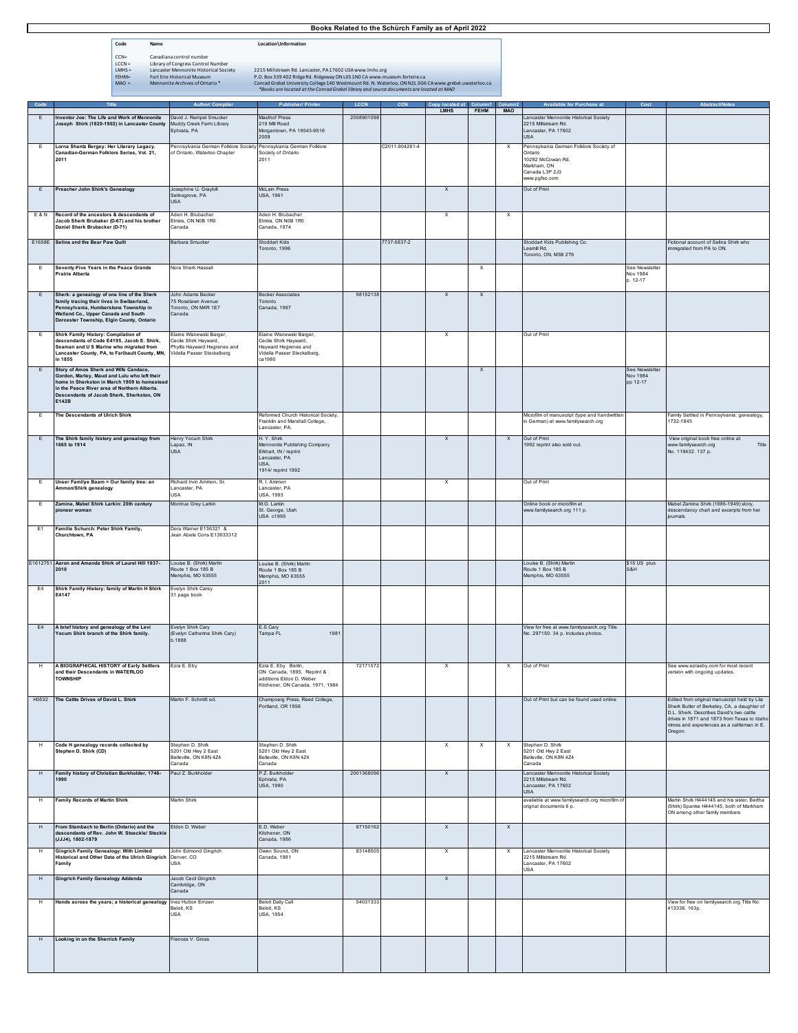# Books Related to the Schürch Family as of April 2022

| Code | Name | Location\Information |
|---|---|---|
| CCN= | Canadiana control number | |
| LCCN = | Library of Congress Control Number | |
| LMHS = | Lancaster Mennonite Historical Society | 2215 Millstream Rd. Lancaster, PA 17602 USA www.lmhs.org |
| FEHM= | Fort Erie Historical Museum | P.O. Box 339 402 Ridge Rd. Ridgeway ON L0S 1N0 CA www.museum.forterie.ca |
| MAO = | Mennonite Archives of Ontario * | Conrad Grebel University College 140 Westmount Rd. N. Waterloo, ON N2L 3G6 CA www.grebel.uwaterloo.ca *Books are located at the Conrad Grebel library and source documents are located at MAO |

| Code | Title | Author/ Compiler | Publisher/ Printer | LCCN | CCN | Copy located at LMHS | Column1 FEHM | Column2 MAO | Available for Purchase at | Cost | Abstract/Notes |
|---|---|---|---|---|---|---|---|---|---|---|---|
| E | **Inventor Joe: The Life and Work of Mennonite Joseph Shirk (1820-1902) in Lancaster County** | David J. Rempel Smucker Muddy Creek Farm Library Ephrata, PA | Masthof Press 219 Mill Road Morgantown, PA 19543-9516 2008 | 2008901098 | | | | | Lancaster Mennonite Historical Society 2215 Millstream Rd. Lancaster, PA 17602 USA | | |
| E | **Lorna Shantz Bergey: Her Literary Legacy. Canadian-German Folklore Series, Vol. 21, 2011** | Pennsylvania German Folklore Society of Ontario, Waterloo Chapter | Pennsylvania German Folklore Society of Ontario 2011 | | C2011-904261-4 | | | X | Pennsylvania German Folklore Society of Ontario 10292 McCowan Rd. Markham, ON Canada L3P 2J3 www.pgfso.com | | |
| E | **Preacher John Shirk's Genealogy** | Josephine U. Graybill Selinsgrove, PA USA | McLain Press USA, 1961 | | | X | | | Out of Print | | |
| E & N | **Record of the ancestors & descendants of Jacob Sherk Brubaker (D-67) and his brother Daniel Sherk Brubacker (D-71)** | Aden H. Brubacher Elmira, ON N0B 1R0 Canada | Aden H. Brubacher Elmira, ON N0B 1R0 Canada, 1974 | | | X | | X | | | |
| E1658E | **Selina and the Bear Paw Quilt** | Barbara Smucker | Stoddart Kids Toronto, 1996 | | 7737-5837-2 | | | | Stoddart Kids Publishing Co. Lesmill Rd, Toronto, ON, M3B 2T6 | | Fictional account of Selina Shirk who immigrated from PA to ON. |
| E | **Seventy-Five Years in the Peace Grande Prairie Alberta** | Nora Sherk Hassall | | | | | X | | | See Newsletter Nov 1984 p. 12-17 | |
| E | **Sherk: a genealogy of one line of the Sherk family tracing their lives in Switzerland, Pennsylvania, Humberstone Township in Welland Co., Upper Canada and South Dorcester Township, Elgin County, Ontario** | John Adams Becker 75 Roselawn Avenue Toronto, ON M4R 1E7 Canada | Becker Associates Toronto Canada, 1997 | 98152138 | | X | X | | | | |
| E | **Shirk Family History: Compilation of descendants of Code E4195, Jacob E. Shirk, Seaman and U S Marine who migrated from Lancaster County, PA, to Faribault County, MN, in 1855** | Elaine Wisnewski Barger, Cecile Shirk Hayward, Phyllis Hayward Hegrenes and Videlia Passer Steckelberg | Elaine Wisnewski Barger, Cecile Shirk Hayward, Hayward Hegrenes and Videlia Passer Steckelberg, ca1980 | | | X | | | Out of Print | | |
| E | **Story of Amos Sherk and Wife Candace, Gordon, Marley, Maud and Lulu who left their home in Sherkston in March 1909 to homestead in the Peace River area of Northern Alberta. Descendants of Jacob Sherk, Sherkston, ON E142B** | | | | | | X | | | See Newsletter Nov 1984 pp 12-17 | |
| E | **The Descendants of Ulrich Shirk** | | Reformed Church Historical Society, Franklin and Marshall College, Lancaster, PA. | | | | | | Microfilm of manuscript (type and handwritten in German) at www.familysearch.org | | Family Settled in Pennsylvania: genealogy, 1732-1845 |
| E | **The Shirk family history and genealogy from 1665 to 1914** | Henry Yocum Shirk Lapaz, IN USA | H. Y. Shirk Mennonite Publishing Company Elkhart, IN / reprint Lancaster, PA USA. 1914/ reprint 1992 | | | X | | X | Out of Print 1992 reprint also sold out. | | View original book free online at www.familysearch.org Title No. 119432. 137 p. |
| E | **Unser Familye Baam = Our family tree: an Ammon/Shirk genealogy** | Richard Irvin Ammon, Sr. Lancaster, PA USA | R. I. Ammon Lancaster, PA USA, 1993 | | | X | | | Out of Print | | |
| E | **Zamina, Mabel Shirk Larkin: 20th century pioneer woman** | Montrue Grey Larkin | M.G. Larkin St. George, Utah USA c1995 | | | | | | Online book or microfilm at www.familysearch.org 111 p. | | Mabel Zamina Shirk (1886-1949) story, descendancy chart and excerpts from her journals |
| E1 | **Familie Schurch: Peter Shirk Family, Churchtown, PA** | Dora Warner E136321 & Jean Abele Cons E13633312 | | | | | | | | | |
| E1612751 | **Aaron and Amanda Shirk of Laurel Hill 1937-2010** | Louise B. (Shirk) Martin Route 1 Box 185 B Memphis, MO 63555 | Louise B. (Shirk) Martin Route 1 Box 185 B Memphis, MO 63555 2011 | | | | | | Louise B. (Shirk) Martin Route 1 Box 185 B Memphis, MO 63555 | $15 US plus S&H | |
| E4 | **Shirk Family History: family of Martin H Shirk E4147** | Evelyn Shirk Carey 31 page book | | | | | | | | | |
| E4 | **A brief history and genealogy of the Levi Yocum Shirk branch of the Shirk family.** | Evelyn Shirk Cary (Evelyn Catherine Shirk Cary) b.1888 | E.S.Cary Tampa FL 1981 | | | | | | View for free at www.familysearch.org Title No. 297150. 34 p. includes photos. | | |
| H | **A BIOGRAPHICAL HISTORY of Early Settlers and their Descendants in WATERLOO TOWNSHIP** | Ezra E. Eby | Ezra E. Eby Berlin, ON Canada, 1895. Reprint & additions Eldon D. Weber Kitchener, ON Canada, 1971, 1984 | 72171572 | | X | | X | Out of Print | | See www.ezraeby.com for most recent version with ongoing updates. |
| H0532 | **The Cattle Drives of David L. Shirk** | Martin F. Schmitt ed. | Champoerg Press, Reed College, Portland, OR 1956 | | | | | | Out of Print but can be found used online | | Edited from original manuscript held by Lila Sherk Butler of Berkeley, CA, a daughter of D.L. Sherk. Describes David's two cattle drives in 1871 and 1873 from Texas to Idaho mines and experiences as a cattleman in E. Oregon. |
| H | **Code H genealogy records collected by Stephen D. Shirk (CD)** | Stephen D. Shirk 5201 Old Hwy 2 East Belleville, ON K8N 4Z4 Canada | Stephen D. Shirk 5201 Old Hwy 2 East Belleville, ON K8N 4Z4 Canada | | | X | X | X | Stephen D. Shirk 5201 Old Hwy 2 East Belleville, ON K8N 4Z4 Canada | | |
| H | **Family history of Christian Burkholder, 1746-1990** | Paul Z. Burkholder | P.Z. Burkholder Ephrata, PA USA, 1990 | 2001368096 | | X | | | Lancaster Mennonite Historical Society 2215 Millstream Rd. Lancaster, PA 17602 USA | | |
| H | **Family Records of Martin Shirk** | Martin Shirk | | | | | | | available at www.familysearch.org microfilm of orignal documents 6 p. | | Martin Shirk H444145 and his sister, Bertha (Shirk) Spanke H444145, both of Markham ON among other family members |
| H | **From Stambach to Berlin (Ontario) and the descendants of Rev. John W. Stoeckle/ Steckle (JJJ4), 1802-1879** | Eldon D. Weber | E.D. Weber Kitchener, ON Canada, 1986 | 87150162 | | X | | X | | | |
| H | **Gingrich Family Genealogy: With Limited Historical and Other Data of the Ulrich Gingrich Family** | John Edmond Gingrich Denver, CO USA | Owen Sound, ON Canada, 1981 | 83148505 | | X | | X | Lancaster Mennonite Historical Society 2215 Millstream Rd. Lancaster, PA 17602 USA | | |
| H | **Gingrich Family Genealogy Addenda** | Jacob Cecil Gingrich Cambridge, ON Canada | | | | X | | | | | |
| H | **Hands across the years; a historical genealogy** | Inez Hutton Emzen Beloit, KS USA | Beloit Daily Call Beloit, KS USA, 1954 | 54031333 | | | | | | | View for free on familysearch.org Title No: 413336. 163p. |
| H | **Looking in on the Sherrick Family** | Frances V. Gross | | | | | | | | | |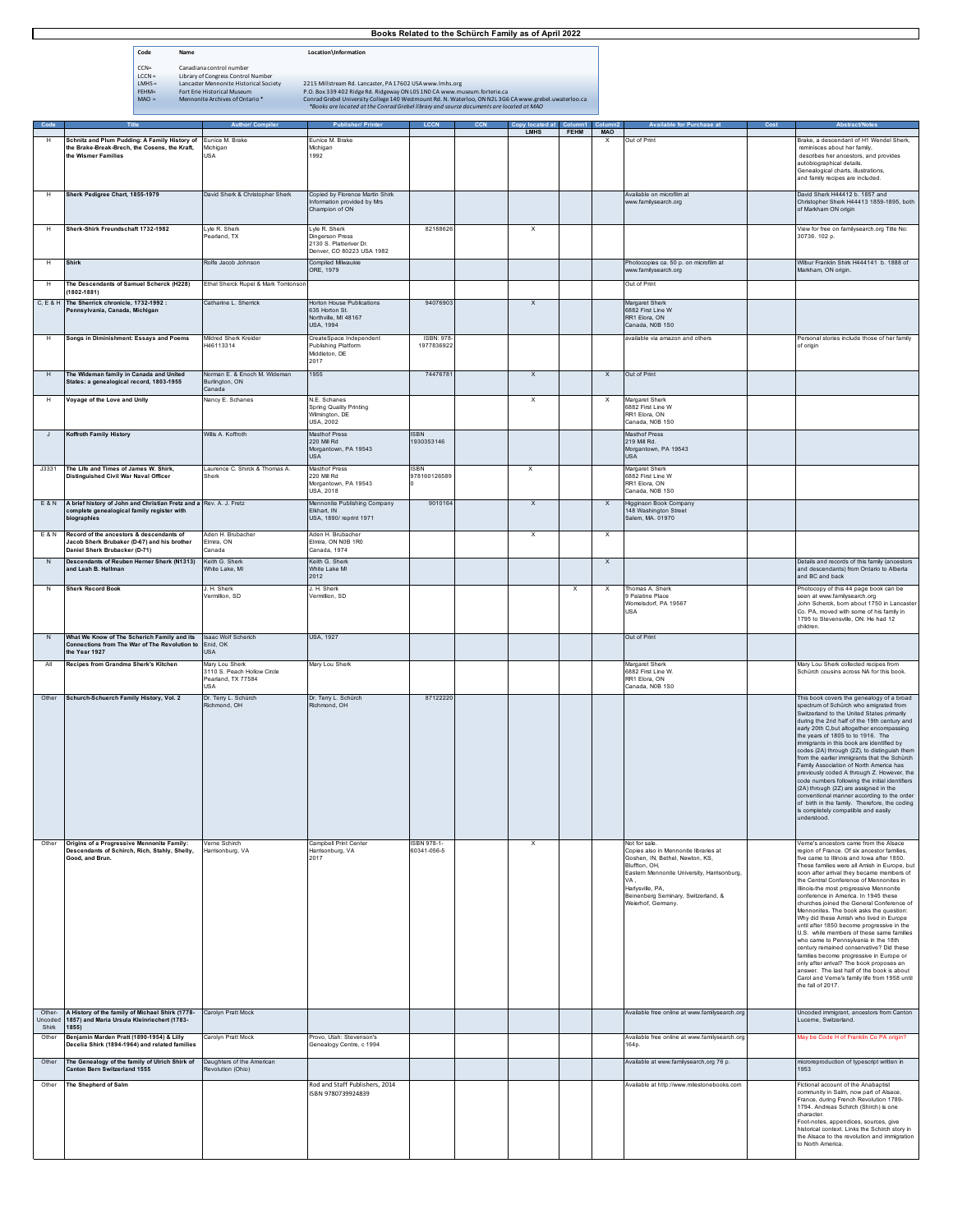# Books Related to the Schürch Family as of April 2022

| Code | Name | Location\Information |
|---|---|---|
| CCN= | Canadiana control number | |
| LCCN = | Library of Congress Control Number | |
| LMHS = | Lancaster Mennonite Historical Society | 2215 Millstream Rd. Lancaster, PA 17602 USA www.lmhs.org |
| FEHM= | Fort Erie Historical Museum | P.O. Box 339 402 Ridge Rd. Ridgeway ON L0S 1N0 CA www.museum.forterie.ca |
| MAO = | Mennonite Archives of Ontario * | Conrad Grebel University College 140 Westmount Rd. N. Waterloo, ON N2L 3G6 CA www.grebel.uwaterloo.ca |
| | | *Books are located at the Conrad Grebel library and source documents are located at MAO |

| Code | Title | Author/ Compiler | Publisher/ Printer | LCCN | CCN | Copy located at LMHS | Column1 FEHM | Column2 MAO | Available for Purchase at | Cost | Abstract/Notes |
|---|---|---|---|---|---|---|---|---|---|---|---|
| H | **Schnitz and Plum Pudding: A Family History of the Brake-Break-Brech, the Cosens, the Kraft, the Wismer Families** | Eunice M. Brake Michigan USA | Eunice M. Brake Michigan 1992 | | | | | X | Out of Print | | Brake, a descendant of H1 Wendel Sherk, reminisces about her family, describes her ancestors, and provides autobiographical details. Genealogical charts, illustrations, and family recipes are included. |
| H | **Sherk Pedigree Chart, 1855-1979** | David Sherk & Christopher Sherk | Copied by Florence Martin Shirk Information provided by Mrs Champion of ON | | | | | | Available on microfilm at www.familysearch.org | | David Sherk H44412 b. 1857 and Christopher Sherk H44413 1859-1895, both of Markham ON origin |
| H | **Sherk-Shirk Freundschaft 1732-1982** | Lyle R. Sherk Pearland, TX | Lyle R. Sherk Dingerson Press 2130 S. Platteriver Dr. Denver, CO 80223 USA 1982 | 82188626 | | X | | | | | View for free on familysearch.org Title No: 30736. 102 p. |
| H | **Shirk** | Rolfe Jacob Johnson | Compiled Milwaukie ORE, 1979 | | | | | | Photocopies ca. 50 p. on microfilm at www.familysearch.org | | Wilbur Franklin Shirk H444141 b. 1888 of Markham, ON origin. |
| H | **The Descendants of Samuel Scherck (H228) (1802-1881)** | Ethel Sherck Rupel & Mark Tomlonson | | | | | | | Out of Print | | |
| C, E & H | **The Sherrick chronicle, 1732-1992 : Pennsylvania, Canada, Michigan** | Catharine L. Sherrick | Horton House Publications 635 Horton St. Northville, MI 48167 USA, 1994 | 94076903 | | X | | | Margaret Sherk 6882 First Line W RR1 Elora, ON Canada, N0B 1S0 | | |
| H | **Songs in Diminishment: Essays and Poems** | Mildred Sherk Kreider H46113314 | CreateSpace Independent Publishing Platform Middleton, DE 2017 | ISBN: 978-1977836922 | | | | | available via amazon and others | | Personal stories include those of her family of origin |
| H | **The Wideman family in Canada and United States: a genealogical record, 1803-1955** | Norman E. & Enoch M. Wideman Burlington, ON Canada | 1955 | 74476781 | | X | | X | Out of Print | | |
| H | **Voyage of the Love and Unity** | Nancy E. Schanes | N.E. Schanes Spring Quality Printing Wilmington, DE USA, 2002 | | | X | | X | Margaret Sherk 6882 First Line W RR1 Elora, ON Canada, N0B 1S0 | | |
| J | **Koffroth Family History** | Willis A. Koffroth | Masthof Press 220 Mill Rd Morgantown, PA 19543 USA | ISBN 1930353146 | | | | | Masthof Press 219 Mill Rd. Morgantown, PA 19543 USA | | |
| J3331 | **The Life and Times of James W. Shirk, Distinguished Civil War Naval Officer** | Laurence C. Shirck & Thomas A. Sherk | Masthof Press 220 Mill Rd Morgantown, PA 19543 USA, 2018 | ISBN 9781601265890 | | X | | | Margaret Sherk 6882 First Line W RR1 Elora, ON Canada, N0B 1S0 | | |
| E & N | **A brief history of John and Christian Fretz and a complete genealogical family register with biographies** | Rev. A. J. Fretz | Mennonite Publishing Company Elkhart, IN USA, 1890/ reprint 1971 | 9010164 | | X | | X | Higginson Book Company 148 Washington Street Salem, MA. 01970 | | |
| E & N | **Record of the ancestors & descendants of Jacob Sherk Brubaker (D-67) and his brother Daniel Sherk Brubacker (D-71)** | Aden H. Brubacher Elmira, ON Canada | Aden H. Brubacher Elmira, ON N0B 1R0 Canada, 1974 | | | X | | X | | | |
| N | **Descendants of Reuben Herner Sherk (N1313) and Leah B. Hallman** | Keith G. Sherk White Lake, MI | Keith G. Sherk White Lake MI 2012 | | | | | X | | | Details and records of this family (ancestors and descendants) from Ontario to Alberta and BC and back |
| N | **Sherk Record Book** | J. H. Sherk Vermillion, SD | J. H. Sherk Vermillion, SD | | | | X | X | Thomas A. Sherk 9 Palatine Place Womelsdorf, PA 19567 USA | | Photocopy of this 44 page book can be seen at www.familysearch.org John Scherck, born about 1750 in Lancaster Co. PA, moved with some of his family in 1795 to Stevensville, ON. He had 12 children. |
| N | **What We Know of The Scherich Family and its Connections from The War of The Revolution to the Year 1927** | Isaac Wolf Scherich Enid, OK USA | USA, 1927 | | | | | | Out of Print | | |
| All | **Recipes from Grandma Sherk's Kitchen** | Mary Lou Sherk 3110 S. Peach Hollow Circle Pearland, TX 77584 USA | Mary Lou Sherk | | | | | | Margaret Sherk 6882 First Line W. RR1 Elora, ON Canada, N0B 1S0 | | Mary Lou Sherk collected recipes from Schürch cousins across NA for this book. |
| Other | **Schurch-Schuerch Family History, Vol. 2** | Dr. Terry L. Schürch Richmond, OH | Dr. Terry L. Schürch Richmond, OH | 87122220 | | | | | | | This book covers the genealogy of a broad spectrum of Schürch who emigrated from Switzerland to the United States primarily during the 2nd half of the 19th century and early 20th C,but altogether encompassing the years of 1805 to to 1916. The immigrants in this book are identified by codes (2A) through (2Z), to distinguish them from the earlier immigrants that the Schürch Family Association of North America has previously coded A through Z. However, the code numbers following the initial identifiers (2A) through (2Z) are assigned in the conventional manner according to the order of birth in the family. Therefore, the coding is completely compatible and easily understood. |
| Other | **Origins of a Progressive Mennonite Family: Descendants of Schirch, Rich, Stahly, Shelly, Good, and Brun.** | Verne Schirch Harrisonburg, VA | Campbell Print Center Harrisonburg, VA 2017 | ISBN 978-1-60341-056-5 | | X | | | Not for sale. Copies also in Mennonite libraries at Goshen, IN, Bethel, Newton, KS, Bluffton, OH, Eastern Mennonite University, Harrisonburg, VA , Harlysville, PA, Beinenberg Seminary, Switzerland, & Weierhof, Germany. | | Verne's ancestors came from the Alsace region of France. Of six ancestor families, five came to Illinois and Iowa after 1850. These families were all Amish in Europe, but soon after arrival they became members of the Central Conference of Mennonites in Illinois-the most progressive Mennonite conference in America. In 1945 these churches joined the General Conference of Mennonites. The book asks the question: Why did these Amish who lived in Europe until after 1850 become progressive in the U.S. while members of these same families who came to Pennsylvania in the 18th century remained conservative? Did these families become progressive in Europe or only after arrival? The book proposes an answer. The last half of the book is about Carol and Verne's family life from 1958 until the fall of 2017. |
| Other-Uncoded Shirk | **A History of the family of Michael Shirk (1778-1857) and Maria Ursula Kleinriechert (1783-1855)** | Carolyn Pratt Mock | | | | | | | Available free online at www.familysearch.org | | Uncoded immigrant, ancestors from Canton Lucerne, Switzerland. |
| Other | **Benjamin Marden Pratt (1890-1954) & Lilly Decelia Shirk (1894-1964) and related families** | Carolyn Pratt Mock | Provo, Utah: Stevenson's Genealogy Centre, c 1994 | | | | | | Available free online at www.familysearch.org 164p. | | May be Code H of Franklin Co PA origin? |
| Other | **The Genealogy of the family of Ulrich Shirk of Canton Bern Switzerland 1555** | Daughters of the American Revolution (Ohio) | | | | | | | Available at www.familysearch,org 76 p. | | microreproduction of typescript written in 1953 |
| Other | **The Shepherd of Salm** | | Rod and Staff Publishers, 2014 ISBN 9780739924839 | | | | | | Available at http://www.milestonebooks.com | | Fictional account of the Anabaptist community in Salm, now part of Alsace, France, during French Revolution 1789-1794. Andreas Schirch (Shirch) is one character. Foot-notes, appendices, sources, give historical context. Links the Schirch story in the Alsace to the revolution and immigration to North America. |